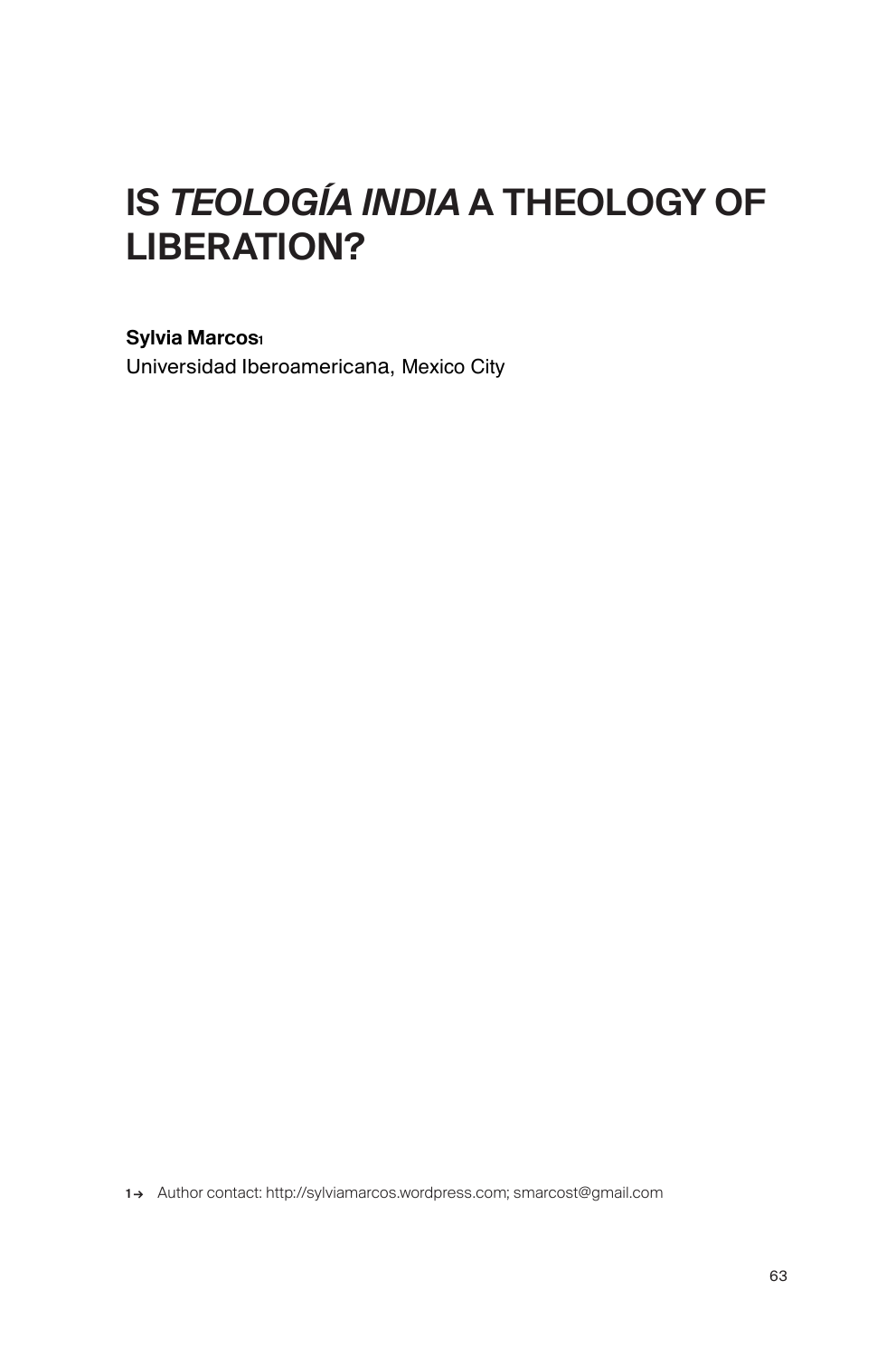# IS *TEOLOGÍA INDIA* A THEOLOGY OF LIBERATION?

**Sylvia Marcos**[1]
Universidad Iberoamericana, Mexico City

[1] → Author contact: http://sylviamarcos.wordpress.com; smarcost@gmail.com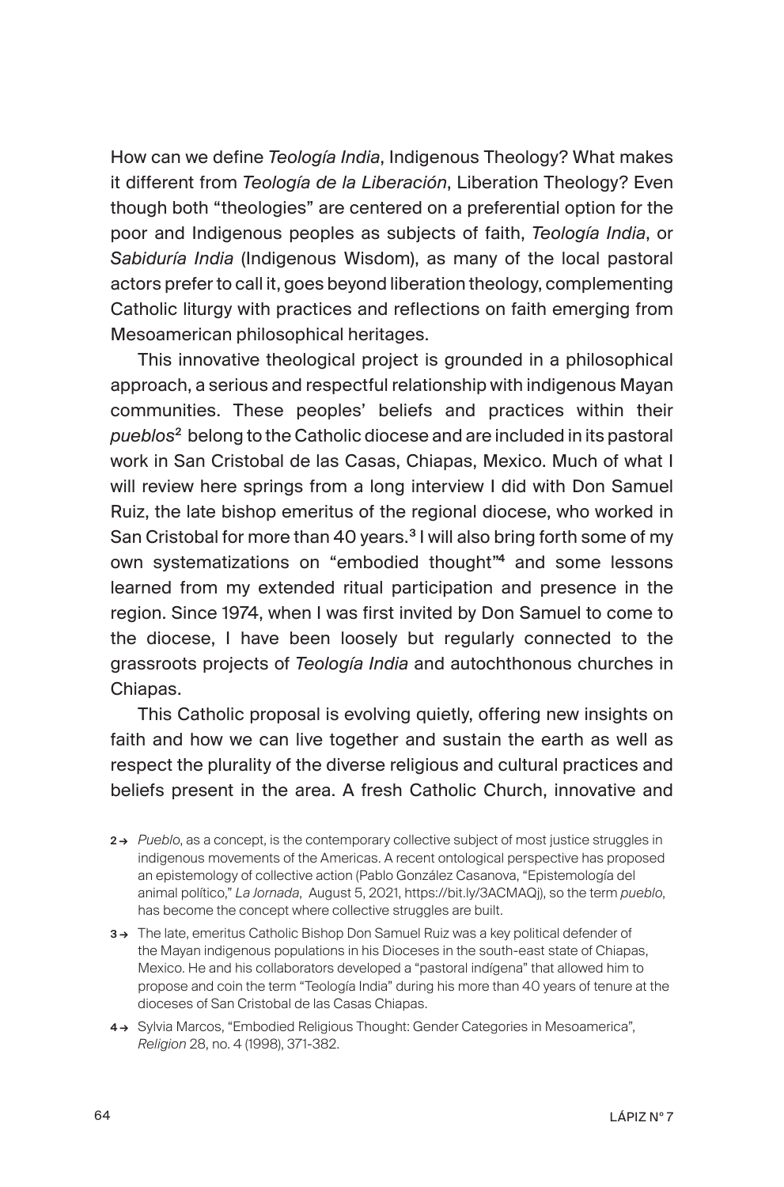How can we define *Teología India*, Indigenous Theology? What makes it different from *Teología de la Liberación*, Liberation Theology? Even though both "theologies" are centered on a preferential option for the poor and Indigenous peoples as subjects of faith, *Teología India*, or *Sabiduría India* (Indigenous Wisdom), as many of the local pastoral actors prefer to call it, goes beyond liberation theology, complementing Catholic liturgy with practices and reflections on faith emerging from Mesoamerican philosophical heritages.

This innovative theological project is grounded in a philosophical approach, a serious and respectful relationship with indigenous Mayan communities. These peoples' beliefs and practices within their *pueblos*[2] belong to the Catholic diocese and are included in its pastoral work in San Cristobal de las Casas, Chiapas, Mexico. Much of what I will review here springs from a long interview I did with Don Samuel Ruiz, the late bishop emeritus of the regional diocese, who worked in San Cristobal for more than 40 years.[3] I will also bring forth some of my own systematizations on "embodied thought"[4] and some lessons learned from my extended ritual participation and presence in the region. Since 1974, when I was first invited by Don Samuel to come to the diocese, I have been loosely but regularly connected to the grassroots projects of *Teología India* and autochthonous churches in Chiapas.

This Catholic proposal is evolving quietly, offering new insights on faith and how we can live together and sustain the earth as well as respect the plurality of the diverse religious and cultural practices and beliefs present in the area. A fresh Catholic Church, innovative and

2 → *Pueblo*, as a concept, is the contemporary collective subject of most justice struggles in indigenous movements of the Americas. A recent ontological perspective has proposed an epistemology of collective action (Pablo González Casanova, "Epistemología del animal político," *La Jornada*, August 5, 2021, https://bit.ly/3ACMAQj), so the term *pueblo*, has become the concept where collective struggles are built.

3 → The late, emeritus Catholic Bishop Don Samuel Ruiz was a key political defender of the Mayan indigenous populations in his Dioceses in the south-east state of Chiapas, Mexico. He and his collaborators developed a "pastoral indígena" that allowed him to propose and coin the term "Teología India" during his more than 40 years of tenure at the dioceses of San Cristobal de las Casas Chiapas.

4 → Sylvia Marcos, "Embodied Religious Thought: Gender Categories in Mesoamerica", *Religion* 28, no. 4 (1998), 371-382.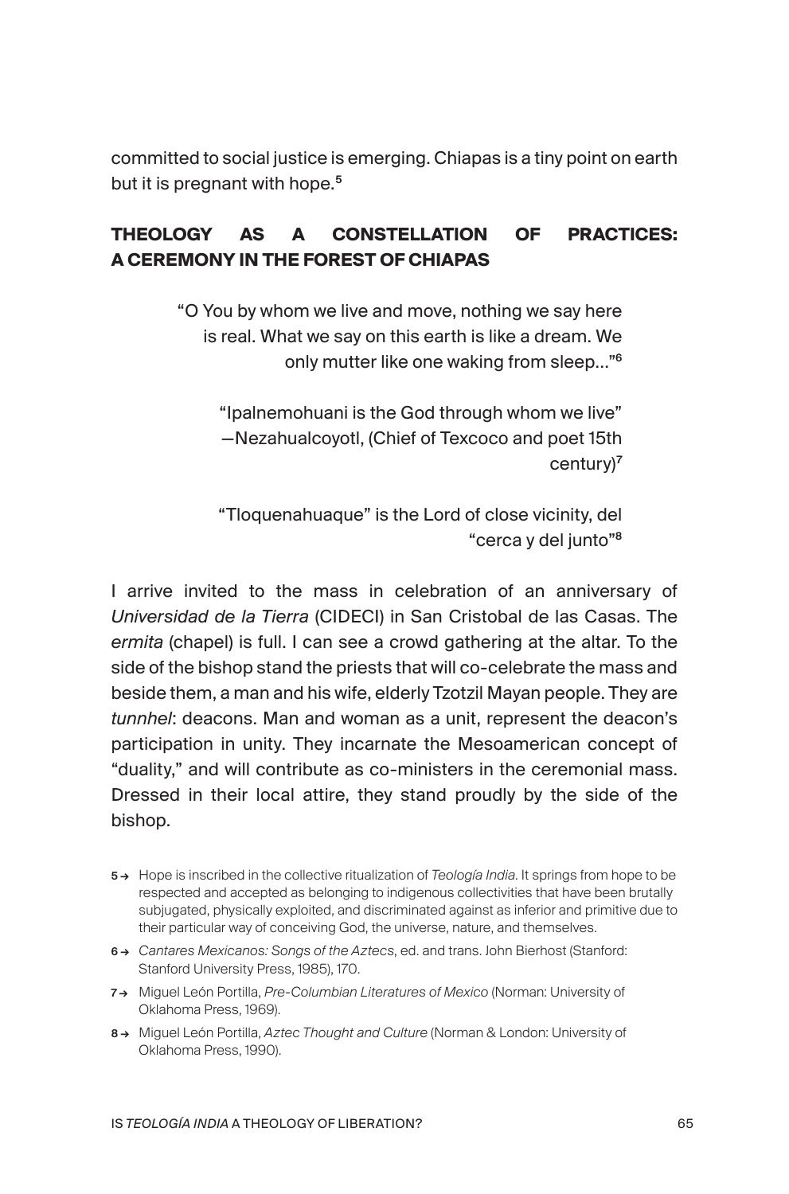committed to social justice is emerging. Chiapas is a tiny point on earth but it is pregnant with hope.[5]

## THEOLOGY AS A CONSTELLATION OF PRACTICES: A CEREMONY IN THE FOREST OF CHIAPAS

> "O You by whom we live and move, nothing we say here is real. What we say on this earth is like a dream. We only mutter like one waking from sleep…"[6]

> "Ipalnemohuani is the God through whom we live" —Nezahualcoyotl, (Chief of Texcoco and poet 15th century)[7]

> "Tloquenahuaque" is the Lord of close vicinity, del "cerca y del junto"[8]

I arrive invited to the mass in celebration of an anniversary of *Universidad de la Tierra* (CIDECI) in San Cristobal de las Casas. The *ermita* (chapel) is full. I can see a crowd gathering at the altar. To the side of the bishop stand the priests that will co-celebrate the mass and beside them, a man and his wife, elderly Tzotzil Mayan people. They are *tunnhel*: deacons. Man and woman as a unit, represent the deacon's participation in unity. They incarnate the Mesoamerican concept of "duality," and will contribute as co-ministers in the ceremonial mass. Dressed in their local attire, they stand proudly by the side of the bishop.

5 → Hope is inscribed in the collective ritualization of *Teología India*. It springs from hope to be respected and accepted as belonging to indigenous collectivities that have been brutally subjugated, physically exploited, and discriminated against as inferior and primitive due to their particular way of conceiving God, the universe, nature, and themselves.

6 → *Cantares Mexicanos: Songs of the Aztecs*, ed. and trans. John Bierhost (Stanford: Stanford University Press, 1985), 170.

7 → Miguel León Portilla, *Pre-Columbian Literatures of Mexico* (Norman: University of Oklahoma Press, 1969).

8 → Miguel León Portilla, *Aztec Thought and Culture* (Norman & London: University of Oklahoma Press, 1990).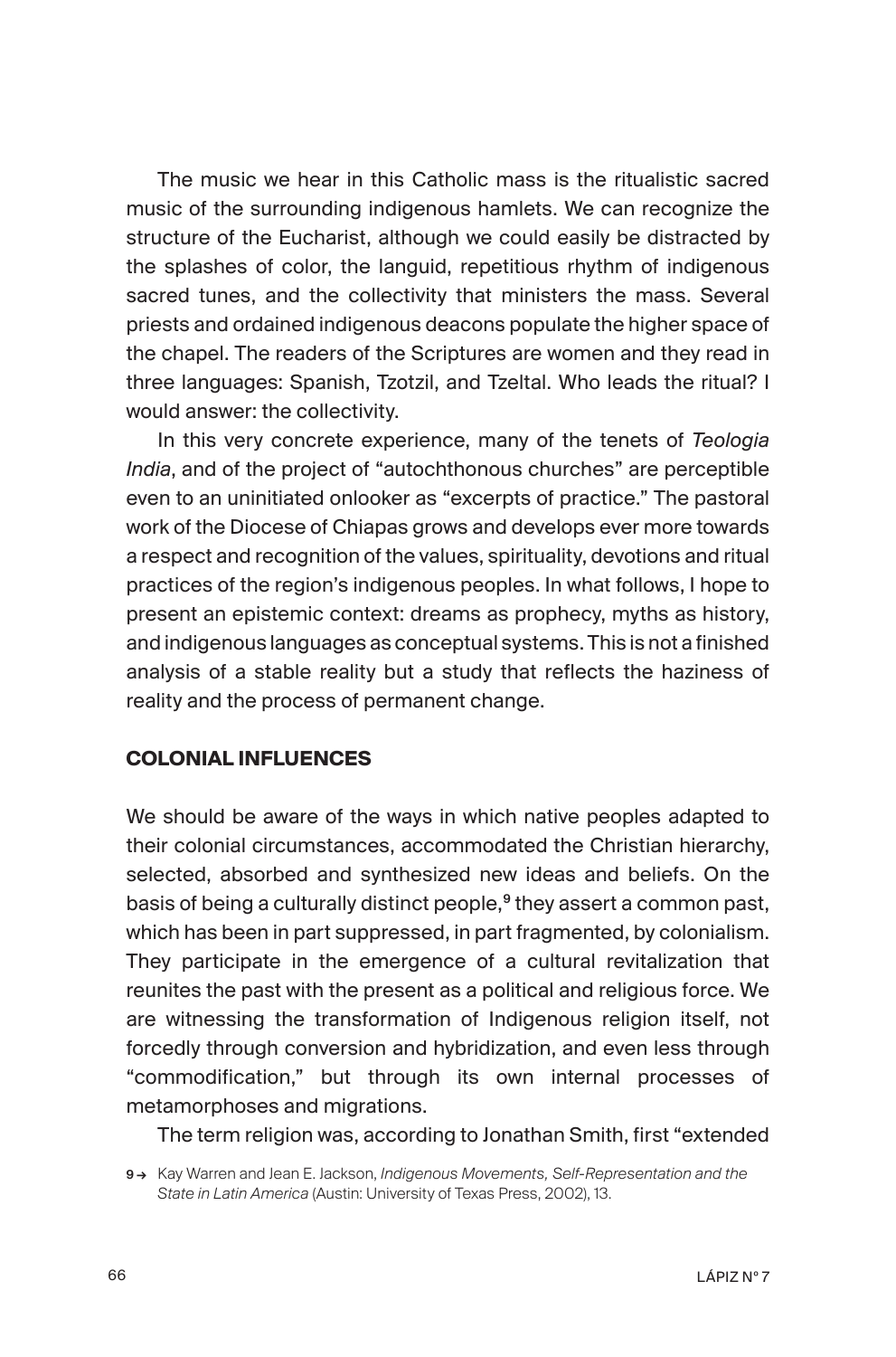The music we hear in this Catholic mass is the ritualistic sacred music of the surrounding indigenous hamlets. We can recognize the structure of the Eucharist, although we could easily be distracted by the splashes of color, the languid, repetitious rhythm of indigenous sacred tunes, and the collectivity that ministers the mass. Several priests and ordained indigenous deacons populate the higher space of the chapel. The readers of the Scriptures are women and they read in three languages: Spanish, Tzotzil, and Tzeltal. Who leads the ritual? I would answer: the collectivity.

In this very concrete experience, many of the tenets of *Teologia India*, and of the project of "autochthonous churches" are perceptible even to an uninitiated onlooker as "excerpts of practice." The pastoral work of the Diocese of Chiapas grows and develops ever more towards a respect and recognition of the values, spirituality, devotions and ritual practices of the region's indigenous peoples. In what follows, I hope to present an epistemic context: dreams as prophecy, myths as history, and indigenous languages as conceptual systems. This is not a finished analysis of a stable reality but a study that reflects the haziness of reality and the process of permanent change.

## COLONIAL INFLUENCES

We should be aware of the ways in which native peoples adapted to their colonial circumstances, accommodated the Christian hierarchy, selected, absorbed and synthesized new ideas and beliefs. On the basis of being a culturally distinct people,[9] they assert a common past, which has been in part suppressed, in part fragmented, by colonialism. They participate in the emergence of a cultural revitalization that reunites the past with the present as a political and religious force. We are witnessing the transformation of Indigenous religion itself, not forcedly through conversion and hybridization, and even less through "commodification," but through its own internal processes of metamorphoses and migrations.

The term religion was, according to Jonathan Smith, first "extended

9 → Kay Warren and Jean E. Jackson, *Indigenous Movements, Self-Representation and the State in Latin America* (Austin: University of Texas Press, 2002), 13.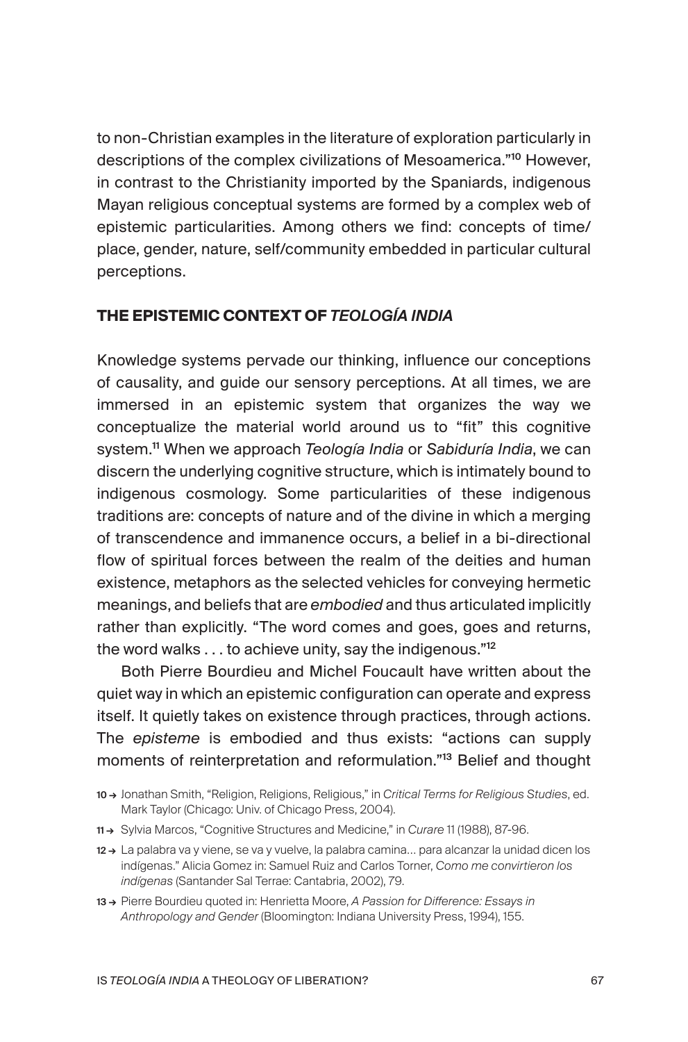to non-Christian examples in the literature of exploration particularly in descriptions of the complex civilizations of Mesoamerica."[10] However, in contrast to the Christianity imported by the Spaniards, indigenous Mayan religious conceptual systems are formed by a complex web of epistemic particularities. Among others we find: concepts of time/place, gender, nature, self/community embedded in particular cultural perceptions.

## THE EPISTEMIC CONTEXT OF *TEOLOGÍA INDIA*

Knowledge systems pervade our thinking, influence our conceptions of causality, and guide our sensory perceptions. At all times, we are immersed in an epistemic system that organizes the way we conceptualize the material world around us to "fit" this cognitive system.[11] When we approach *Teología India* or *Sabiduría India*, we can discern the underlying cognitive structure, which is intimately bound to indigenous cosmology. Some particularities of these indigenous traditions are: concepts of nature and of the divine in which a merging of transcendence and immanence occurs, a belief in a bi-directional flow of spiritual forces between the realm of the deities and human existence, metaphors as the selected vehicles for conveying hermetic meanings, and beliefs that are *embodied* and thus articulated implicitly rather than explicitly. "The word comes and goes, goes and returns, the word walks . . . to achieve unity, say the indigenous."[12]

Both Pierre Bourdieu and Michel Foucault have written about the quiet way in which an epistemic configuration can operate and express itself. It quietly takes on existence through practices, through actions. The *episteme* is embodied and thus exists: "actions can supply moments of reinterpretation and reformulation."[13] Belief and thought

10 → Jonathan Smith, "Religion, Religions, Religious," in *Critical Terms for Religious Studies*, ed. Mark Taylor (Chicago: Univ. of Chicago Press, 2004).

11 → Sylvia Marcos, "Cognitive Structures and Medicine," in *Curare* 11 (1988), 87-96.

12 → La palabra va y viene, se va y vuelve, la palabra camina… para alcanzar la unidad dicen los indígenas." Alicia Gomez in: Samuel Ruiz and Carlos Torner, *Como me convirtieron los indígenas* (Santander Sal Terrae: Cantabria, 2002), 79.

13 → Pierre Bourdieu quoted in: Henrietta Moore, *A Passion for Difference: Essays in Anthropology and Gender* (Bloomington: Indiana University Press, 1994), 155.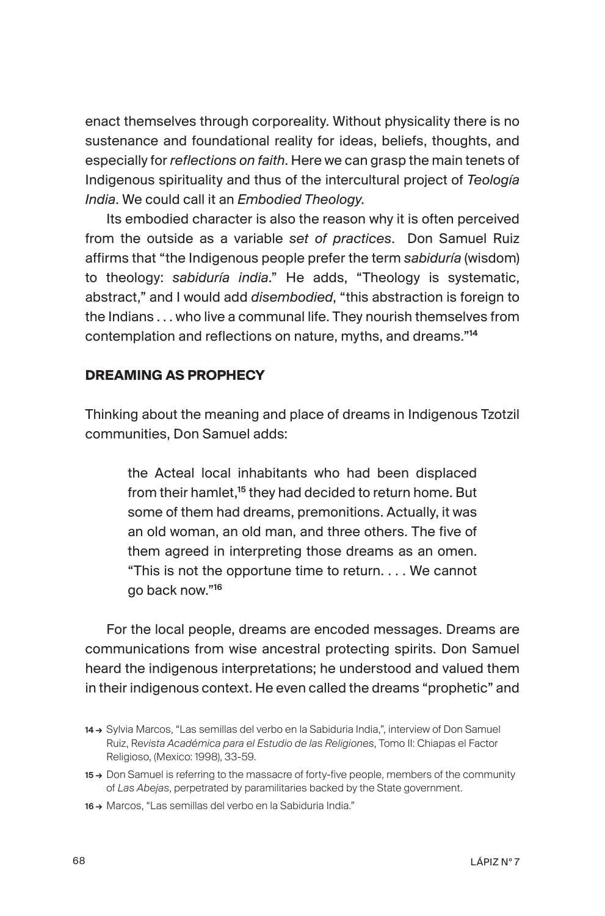enact themselves through corporeality. Without physicality there is no sustenance and foundational reality for ideas, beliefs, thoughts, and especially for *reflections on faith*. Here we can grasp the main tenets of Indigenous spirituality and thus of the intercultural project of *Teología India*. We could call it an *Embodied Theology*.

Its embodied character is also the reason why it is often perceived from the outside as a variable *set of practices*. Don Samuel Ruiz affirms that "the Indigenous people prefer the term *sabiduría* (wisdom) to theology: *sabiduría india*." He adds, "Theology is systematic, abstract," and I would add *disembodied*, "this abstraction is foreign to the Indians . . . who live a communal life. They nourish themselves from contemplation and reflections on nature, myths, and dreams."[14]

## DREAMING AS PROPHECY

Thinking about the meaning and place of dreams in Indigenous Tzotzil communities, Don Samuel adds:

> the Acteal local inhabitants who had been displaced from their hamlet,[15] they had decided to return home. But some of them had dreams, premonitions. Actually, it was an old woman, an old man, and three others. The five of them agreed in interpreting those dreams as an omen. "This is not the opportune time to return. . . . We cannot go back now."[16]

For the local people, dreams are encoded messages. Dreams are communications from wise ancestral protecting spirits. Don Samuel heard the indigenous interpretations; he understood and valued them in their indigenous context. He even called the dreams "prophetic" and

---

14 → Sylvia Marcos, "Las semillas del verbo en la Sabiduria India,", interview of Don Samuel Ruiz, Re*vista Académica para el Estudio de las Religiones*, Tomo II: Chiapas el Factor Religioso, (Mexico: 1998), 33-59.

15 → Don Samuel is referring to the massacre of forty-five people, members of the community of *Las Abejas*, perpetrated by paramilitaries backed by the State government.

16 → Marcos, "Las semillas del verbo en la Sabiduria India."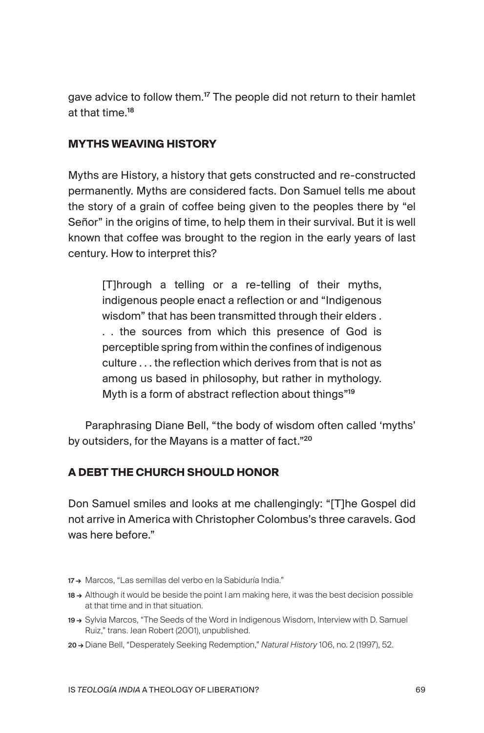gave advice to follow them.[17] The people did not return to their hamlet at that time.[18]

## MYTHS WEAVING HISTORY

Myths are History, a history that gets constructed and re-constructed permanently. Myths are considered facts. Don Samuel tells me about the story of a grain of coffee being given to the peoples there by "el Señor" in the origins of time, to help them in their survival. But it is well known that coffee was brought to the region in the early years of last century. How to interpret this?

> [T]hrough a telling or a re-telling of their myths, indigenous people enact a reflection or and "Indigenous wisdom" that has been transmitted through their elders . . . the sources from which this presence of God is perceptible spring from within the confines of indigenous culture . . . the reflection which derives from that is not as among us based in philosophy, but rather in mythology. Myth is a form of abstract reflection about things"[19]

Paraphrasing Diane Bell, "the body of wisdom often called 'myths' by outsiders, for the Mayans is a matter of fact."[20]

## A DEBT THE CHURCH SHOULD HONOR

Don Samuel smiles and looks at me challengingly: "[T]he Gospel did not arrive in America with Christopher Colombus's three caravels. God was here before."

---

17 → Marcos, "Las semillas del verbo en la Sabiduría India."

18 → Although it would be beside the point I am making here, it was the best decision possible at that time and in that situation.

19 → Sylvia Marcos, "The Seeds of the Word in Indigenous Wisdom, Interview with D. Samuel Ruiz," trans. Jean Robert (2001), unpublished.

20 → Diane Bell, "Desperately Seeking Redemption," *Natural History* 106, no. 2 (1997), 52.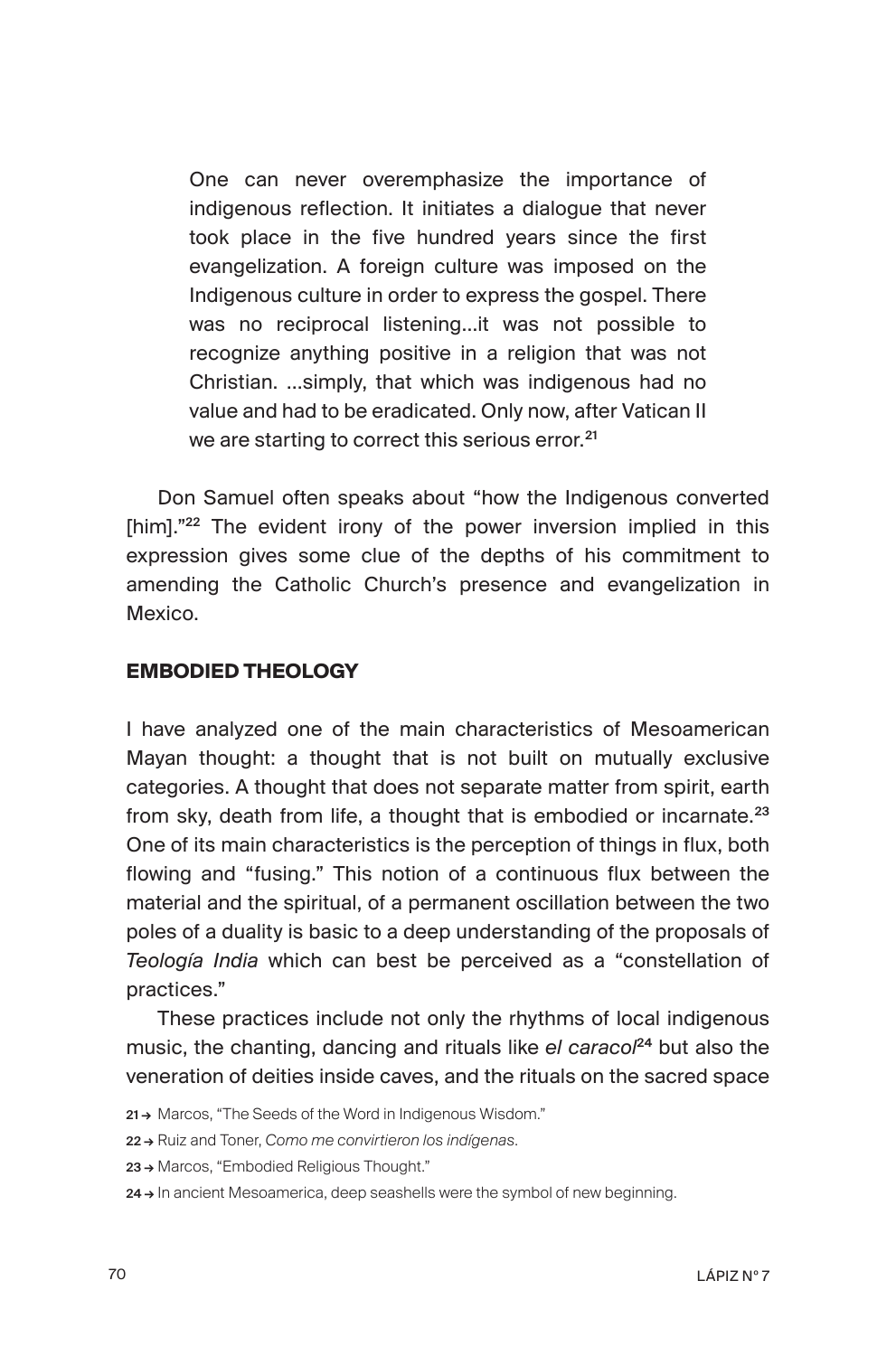> One can never overemphasize the importance of indigenous reflection. It initiates a dialogue that never took place in the five hundred years since the first evangelization. A foreign culture was imposed on the Indigenous culture in order to express the gospel. There was no reciprocal listening...it was not possible to recognize anything positive in a religion that was not Christian. ...simply, that which was indigenous had no value and had to be eradicated. Only now, after Vatican II we are starting to correct this serious error.[21]

Don Samuel often speaks about "how the Indigenous converted [him]."[22] The evident irony of the power inversion implied in this expression gives some clue of the depths of his commitment to amending the Catholic Church's presence and evangelization in Mexico.

## EMBODIED THEOLOGY

I have analyzed one of the main characteristics of Mesoamerican Mayan thought: a thought that is not built on mutually exclusive categories. A thought that does not separate matter from spirit, earth from sky, death from life, a thought that is embodied or incarnate.[23] One of its main characteristics is the perception of things in flux, both flowing and "fusing." This notion of a continuous flux between the material and the spiritual, of a permanent oscillation between the two poles of a duality is basic to a deep understanding of the proposals of *Teología India* which can best be perceived as a "constellation of practices."

These practices include not only the rhythms of local indigenous music, the chanting, dancing and rituals like *el caracol*[24] but also the veneration of deities inside caves, and the rituals on the sacred space

21 → Marcos, "The Seeds of the Word in Indigenous Wisdom."

22 → Ruiz and Toner, *Como me convirtieron los indígenas*.

23 → Marcos, "Embodied Religious Thought."

24 → In ancient Mesoamerica, deep seashells were the symbol of new beginning.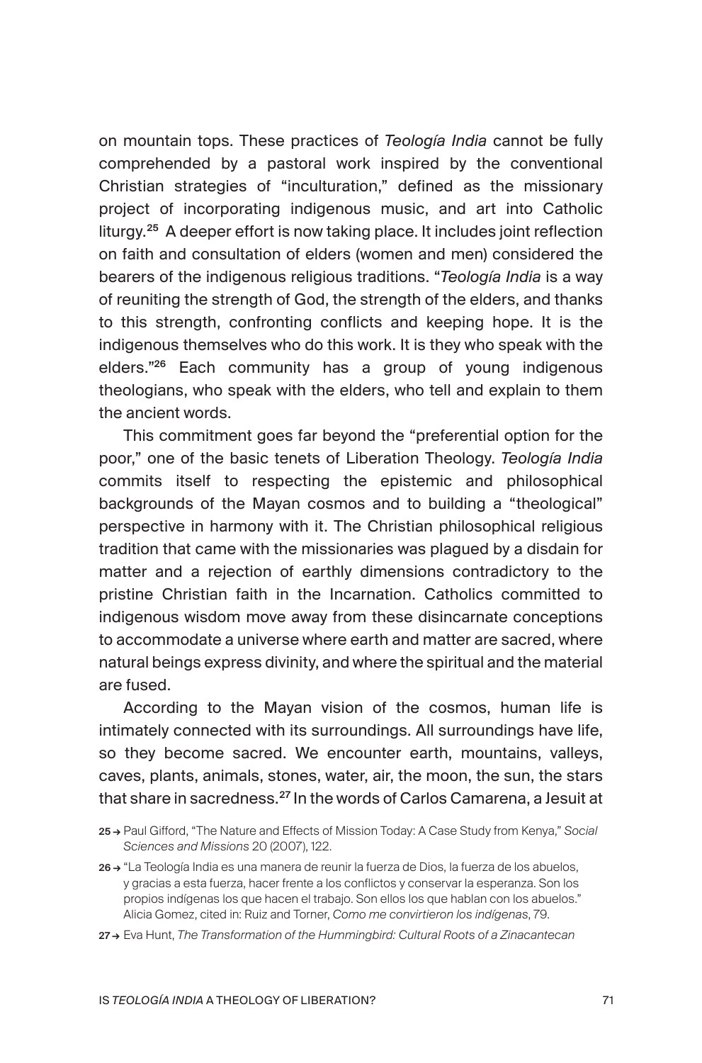on mountain tops. These practices of *Teología India* cannot be fully comprehended by a pastoral work inspired by the conventional Christian strategies of "inculturation," defined as the missionary project of incorporating indigenous music, and art into Catholic liturgy.[25] A deeper effort is now taking place. It includes joint reflection on faith and consultation of elders (women and men) considered the bearers of the indigenous religious traditions. "*Teología India* is a way of reuniting the strength of God, the strength of the elders, and thanks to this strength, confronting conflicts and keeping hope. It is the indigenous themselves who do this work. It is they who speak with the elders."[26] Each community has a group of young indigenous theologians, who speak with the elders, who tell and explain to them the ancient words.

This commitment goes far beyond the "preferential option for the poor," one of the basic tenets of Liberation Theology. *Teología India* commits itself to respecting the epistemic and philosophical backgrounds of the Mayan cosmos and to building a "theological" perspective in harmony with it. The Christian philosophical religious tradition that came with the missionaries was plagued by a disdain for matter and a rejection of earthly dimensions contradictory to the pristine Christian faith in the Incarnation. Catholics committed to indigenous wisdom move away from these disincarnate conceptions to accommodate a universe where earth and matter are sacred, where natural beings express divinity, and where the spiritual and the material are fused.

According to the Mayan vision of the cosmos, human life is intimately connected with its surroundings. All surroundings have life, so they become sacred. We encounter earth, mountains, valleys, caves, plants, animals, stones, water, air, the moon, the sun, the stars that share in sacredness.[27] In the words of Carlos Camarena, a Jesuit at

25 → Paul Gifford, "The Nature and Effects of Mission Today: A Case Study from Kenya," *Social Sciences and Missions* 20 (2007), 122.

26 → "La Teología India es una manera de reunir la fuerza de Dios, la fuerza de los abuelos, y gracias a esta fuerza, hacer frente a los conflictos y conservar la esperanza. Son los propios indígenas los que hacen el trabajo. Son ellos los que hablan con los abuelos." Alicia Gomez, cited in: Ruiz and Torner, *Como me convirtieron los indígenas*, 79.

27 → Eva Hunt, *The Transformation of the Hummingbird: Cultural Roots of a Zinacantecan*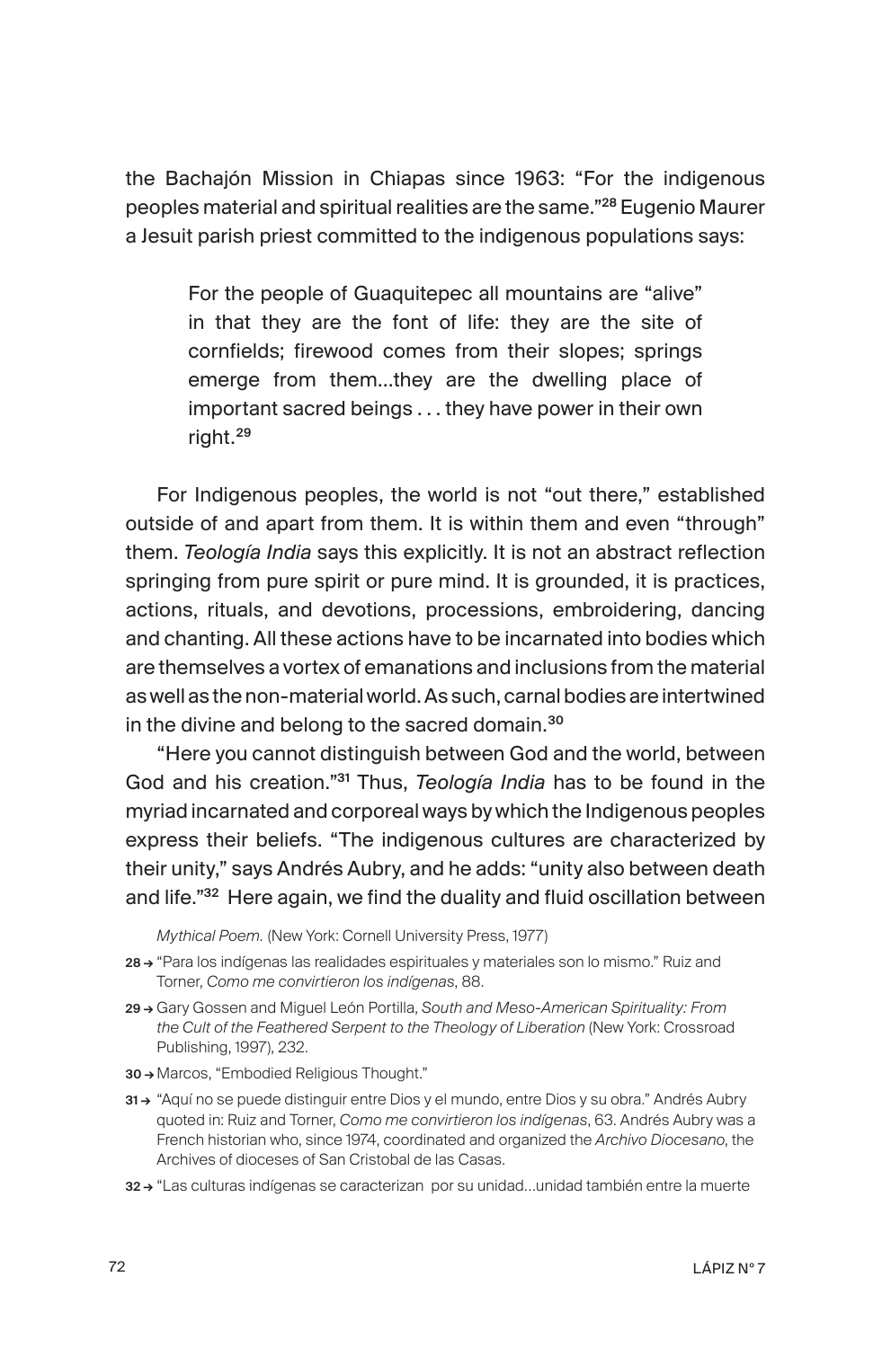the Bachajón Mission in Chiapas since 1963: "For the indigenous peoples material and spiritual realities are the same."[28] Eugenio Maurer a Jesuit parish priest committed to the indigenous populations says:

> For the people of Guaquitepec all mountains are "alive" in that they are the font of life: they are the site of cornfields; firewood comes from their slopes; springs emerge from them...they are the dwelling place of important sacred beings . . . they have power in their own right.[29]

For Indigenous peoples, the world is not "out there," established outside of and apart from them. It is within them and even "through" them. *Teología India* says this explicitly. It is not an abstract reflection springing from pure spirit or pure mind. It is grounded, it is practices, actions, rituals, and devotions, processions, embroidering, dancing and chanting. All these actions have to be incarnated into bodies which are themselves a vortex of emanations and inclusions from the material as well as the non-material world. As such, carnal bodies are intertwined in the divine and belong to the sacred domain.[30]

"Here you cannot distinguish between God and the world, between God and his creation."[31] Thus, *Teología India* has to be found in the myriad incarnated and corporeal ways by which the Indigenous peoples express their beliefs. "The indigenous cultures are characterized by their unity," says Andrés Aubry, and he adds: "unity also between death and life."[32] Here again, we find the duality and fluid oscillation between

*Mythical Poem.* (New York: Cornell University Press, 1977)

28 → "Para los indígenas las realidades espirituales y materiales son lo mismo." Ruiz and Torner, *Como me convirtieron los indígenas*, 88.

29 → Gary Gossen and Miguel León Portilla, *South and Meso-American Spirituality: From the Cult of the Feathered Serpent to the Theology of Liberation* (New York: Crossroad Publishing, 1997), 232.

30 → Marcos, "Embodied Religious Thought."

31 → "Aquí no se puede distinguir entre Dios y el mundo, entre Dios y su obra." Andrés Aubry quoted in: Ruiz and Torner, *Como me convirtieron los indígenas*, 63. Andrés Aubry was a French historian who, since 1974, coordinated and organized the *Archivo Diocesano*, the Archives of dioceses of San Cristobal de las Casas.

32 → "Las culturas indígenas se caracterizan por su unidad...unidad también entre la muerte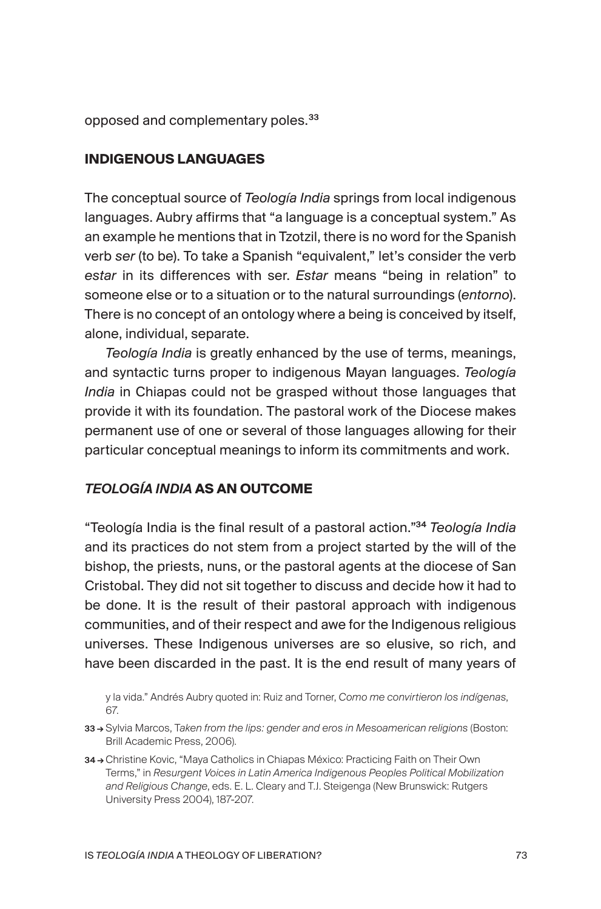opposed and complementary poles.[33]

## INDIGENOUS LANGUAGES

The conceptual source of *Teología India* springs from local indigenous languages. Aubry affirms that "a language is a conceptual system." As an example he mentions that in Tzotzil, there is no word for the Spanish verb *ser* (to be). To take a Spanish "equivalent," let's consider the verb *estar* in its differences with ser. *Estar* means "being in relation" to someone else or to a situation or to the natural surroundings (*entorno*). There is no concept of an ontology where a being is conceived by itself, alone, individual, separate.

*Teología India* is greatly enhanced by the use of terms, meanings, and syntactic turns proper to indigenous Mayan languages. *Teología India* in Chiapas could not be grasped without those languages that provide it with its foundation. The pastoral work of the Diocese makes permanent use of one or several of those languages allowing for their particular conceptual meanings to inform its commitments and work.

## *TEOLOGÍA INDIA* AS AN OUTCOME

"Teología India is the final result of a pastoral action."[34] *Teología India* and its practices do not stem from a project started by the will of the bishop, the priests, nuns, or the pastoral agents at the diocese of San Cristobal. They did not sit together to discuss and decide how it had to be done. It is the result of their pastoral approach with indigenous communities, and of their respect and awe for the Indigenous religious universes. These Indigenous universes are so elusive, so rich, and have been discarded in the past. It is the end result of many years of

y la vida." Andrés Aubry quoted in: Ruiz and Torner, *Como me convirtieron los indígenas*, 67.

33 → Sylvia Marcos, T*aken from the lips: gender and eros in Mesoamerican religions* (Boston: Brill Academic Press, 2006).

34 → Christine Kovic, "Maya Catholics in Chiapas México: Practicing Faith on Their Own Terms," in *Resurgent Voices in Latin America Indigenous Peoples Political Mobilization and Religious Change*, eds. E. L. Cleary and T.J. Steigenga (New Brunswick: Rutgers University Press 2004), 187-207.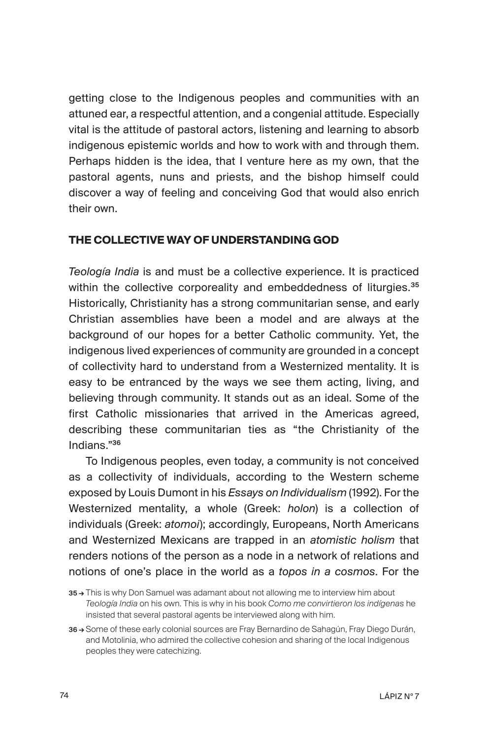getting close to the Indigenous peoples and communities with an attuned ear, a respectful attention, and a congenial attitude. Especially vital is the attitude of pastoral actors, listening and learning to absorb indigenous epistemic worlds and how to work with and through them. Perhaps hidden is the idea, that I venture here as my own, that the pastoral agents, nuns and priests, and the bishop himself could discover a way of feeling and conceiving God that would also enrich their own.

## THE COLLECTIVE WAY OF UNDERSTANDING GOD

*Teología India* is and must be a collective experience. It is practiced within the collective corporeality and embeddedness of liturgies.[35] Historically, Christianity has a strong communitarian sense, and early Christian assemblies have been a model and are always at the background of our hopes for a better Catholic community. Yet, the indigenous lived experiences of community are grounded in a concept of collectivity hard to understand from a Westernized mentality. It is easy to be entranced by the ways we see them acting, living, and believing through community. It stands out as an ideal. Some of the first Catholic missionaries that arrived in the Americas agreed, describing these communitarian ties as "the Christianity of the Indians."[36]

To Indigenous peoples, even today, a community is not conceived as a collectivity of individuals, according to the Western scheme exposed by Louis Dumont in his *Essays on Individualism* (1992). For the Westernized mentality, a whole (Greek: *holon*) is a collection of individuals (Greek: *atomoi*); accordingly, Europeans, North Americans and Westernized Mexicans are trapped in an *atomistic holism* that renders notions of the person as a node in a network of relations and notions of one's place in the world as a *topos in a cosmos*. For the

35 → This is why Don Samuel was adamant about not allowing me to interview him about *Teología India* on his own. This is why in his book *Como me convirtieron los indígenas* he insisted that several pastoral agents be interviewed along with him.

36 → Some of these early colonial sources are Fray Bernardino de Sahagún, Fray Diego Durán, and Motolinia, who admired the collective cohesion and sharing of the local Indigenous peoples they were catechizing.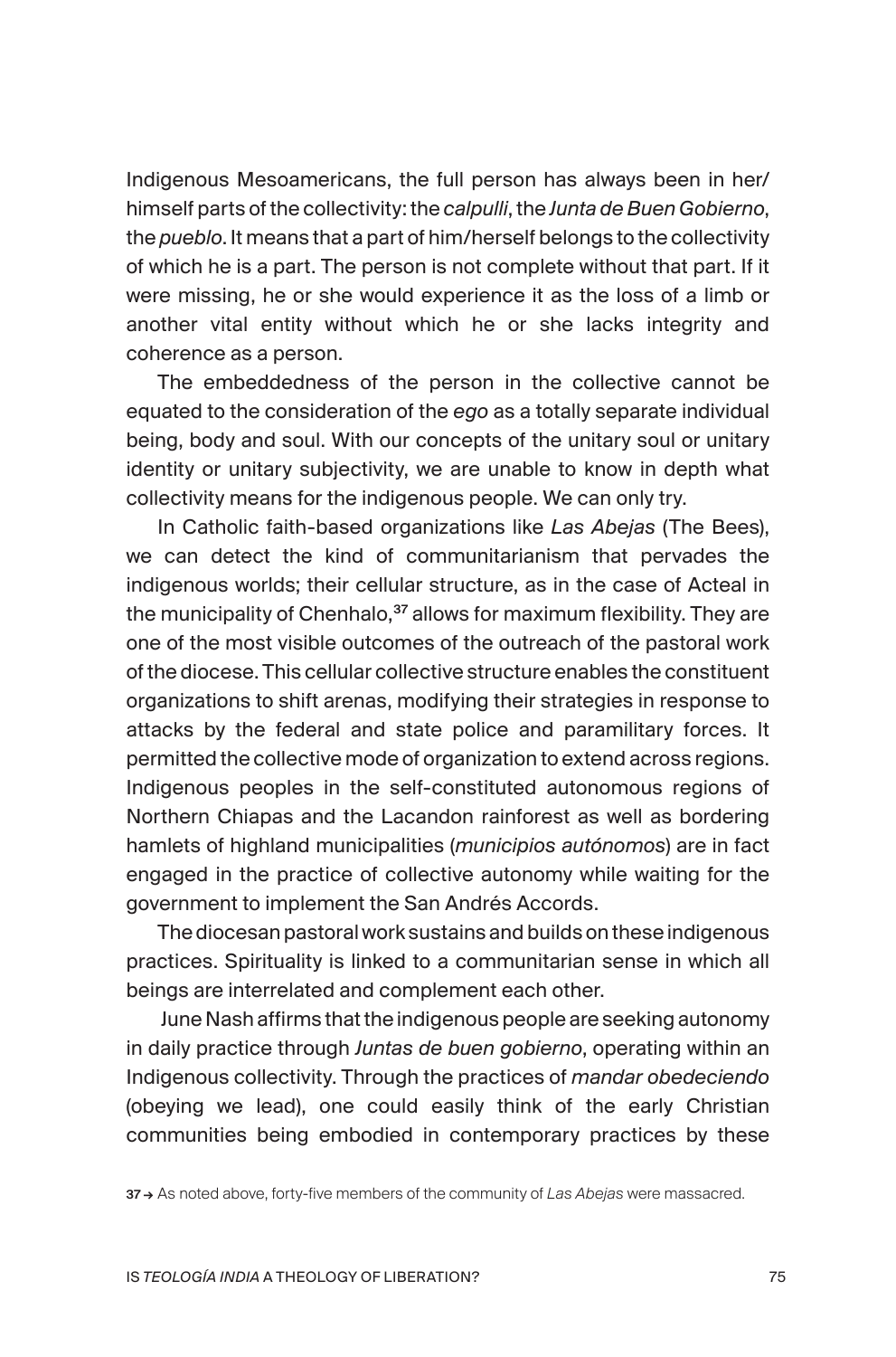Indigenous Mesoamericans, the full person has always been in her/himself parts of the collectivity: the *calpulli*, the *Junta de Buen Gobierno*, the *pueblo*. It means that a part of him/herself belongs to the collectivity of which he is a part. The person is not complete without that part. If it were missing, he or she would experience it as the loss of a limb or another vital entity without which he or she lacks integrity and coherence as a person.

The embeddedness of the person in the collective cannot be equated to the consideration of the *ego* as a totally separate individual being, body and soul. With our concepts of the unitary soul or unitary identity or unitary subjectivity, we are unable to know in depth what collectivity means for the indigenous people. We can only try.

In Catholic faith-based organizations like *Las Abejas* (The Bees), we can detect the kind of communitarianism that pervades the indigenous worlds; their cellular structure, as in the case of Acteal in the municipality of Chenhalo,[37] allows for maximum flexibility. They are one of the most visible outcomes of the outreach of the pastoral work of the diocese. This cellular collective structure enables the constituent organizations to shift arenas, modifying their strategies in response to attacks by the federal and state police and paramilitary forces. It permitted the collective mode of organization to extend across regions. Indigenous peoples in the self-constituted autonomous regions of Northern Chiapas and the Lacandon rainforest as well as bordering hamlets of highland municipalities (*municipios autónomos*) are in fact engaged in the practice of collective autonomy while waiting for the government to implement the San Andrés Accords.

The diocesan pastoral work sustains and builds on these indigenous practices. Spirituality is linked to a communitarian sense in which all beings are interrelated and complement each other.

June Nash affirms that the indigenous people are seeking autonomy in daily practice through *Juntas de buen gobierno*, operating within an Indigenous collectivity. Through the practices of *mandar obedeciendo* (obeying we lead), one could easily think of the early Christian communities being embodied in contemporary practices by these

37 → As noted above, forty-five members of the community of *Las Abejas* were massacred.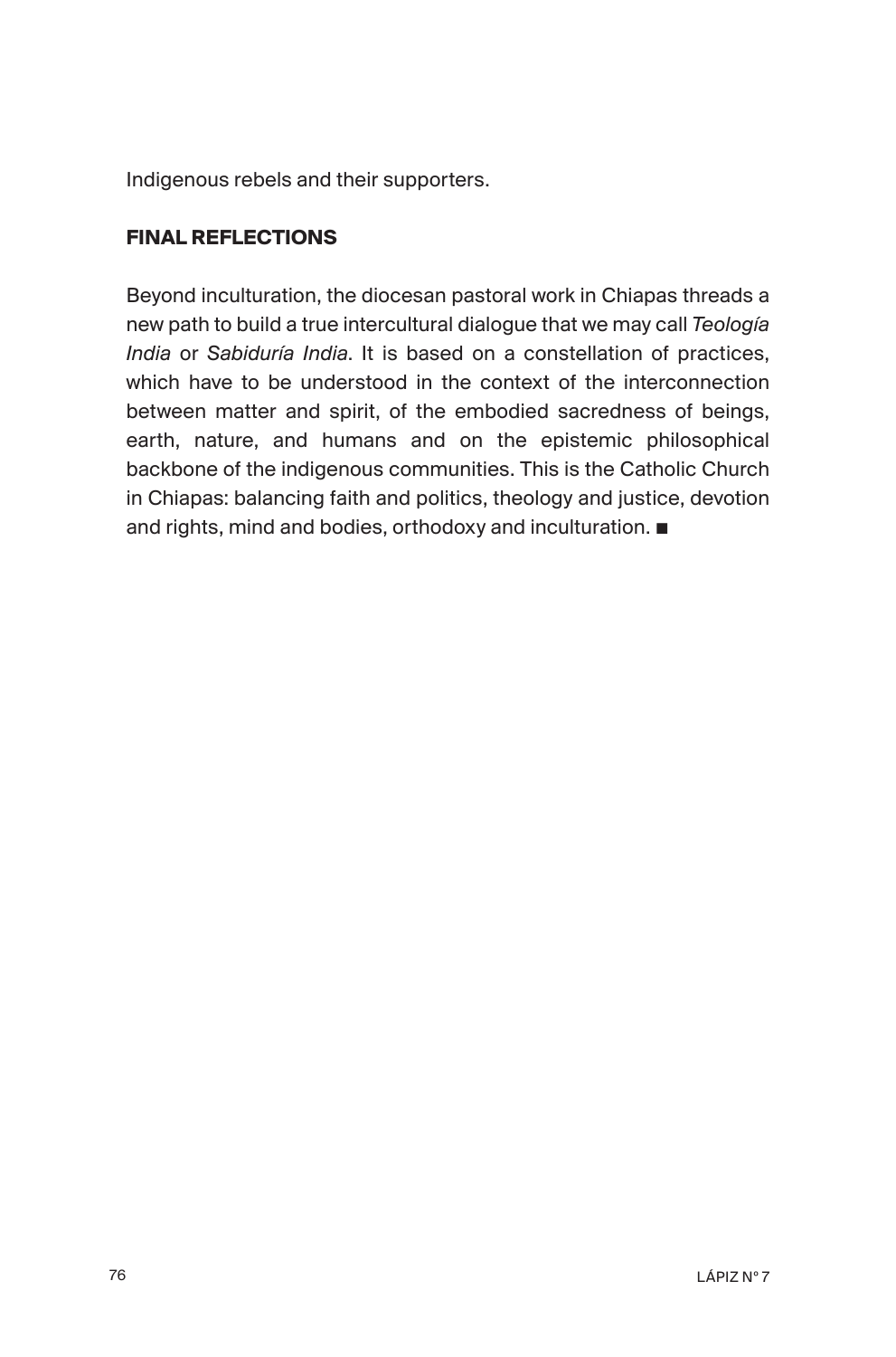Indigenous rebels and their supporters.

## FINAL REFLECTIONS

Beyond inculturation, the diocesan pastoral work in Chiapas threads a new path to build a true intercultural dialogue that we may call *Teología India* or *Sabiduría India*. It is based on a constellation of practices, which have to be understood in the context of the interconnection between matter and spirit, of the embodied sacredness of beings, earth, nature, and humans and on the epistemic philosophical backbone of the indigenous communities. This is the Catholic Church in Chiapas: balancing faith and politics, theology and justice, devotion and rights, mind and bodies, orthodoxy and inculturation. ■